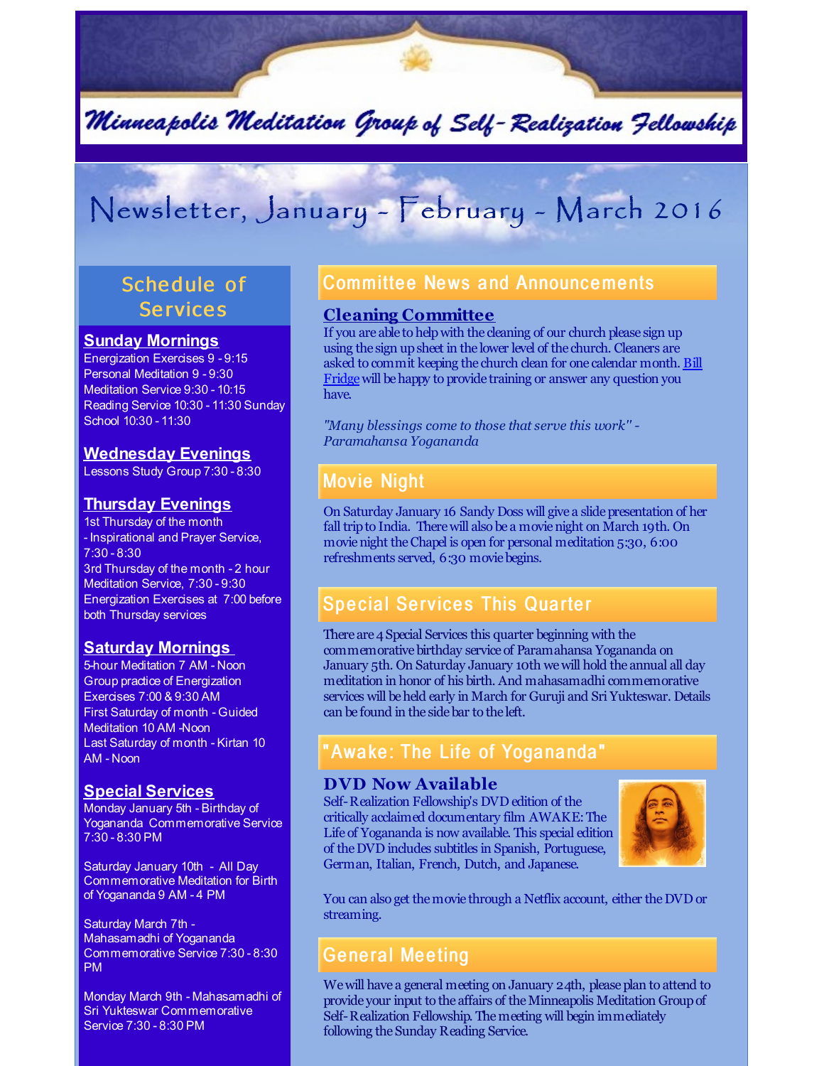# Minneapolis Meditation Group of Self-Realization Fellowship

# Newsletter, January - February - March 2016

## Schedule of Services

### Sunday Mornings

Energization Exercises 9 - 9:15
Personal Meditation 9 - 9:30
Meditation Service 9:30 - 10:15
Reading Service 10:30 - 11:30 Sunday School 10:30 - 11:30

### Wednesday Evenings

Lessons Study Group 7:30 - 8:30

### Thursday Evenings

1st Thursday of the month - Inspirational and Prayer Service, 7:30 - 8:30
3rd Thursday of the month - 2 hour Meditation Service, 7:30 - 9:30
Energization Exercises at 7:00 before both Thursday services

### Saturday Mornings

5-hour Meditation 7 AM - Noon
Group practice of Energization Exercises 7:00 & 9:30 AM
First Saturday of month - Guided Meditation 10 AM -Noon
Last Saturday of month - Kirtan 10 AM - Noon

### Special Services

Monday January 5th - Birthday of Yogananda Commemorative Service 7:30 - 8:30 PM

Saturday January 10th - All Day Commemorative Meditation for Birth of Yogananda 9 AM - 4 PM

Saturday March 7th - Mahasamadhi of Yogananda Commemorative Service 7:30 - 8:30 PM

Monday March 9th - Mahasamadhi of Sri Yukteswar Commemorative Service 7:30 - 8:30 PM

## Committee News and Announcements

### Cleaning Committee

If you are able to help with the cleaning of our church please sign up using the sign up sheet in the lower level of the church. Cleaners are asked to commit keeping the church clean for one calendar month. Bill Fridge will be happy to provide training or answer any question you have.

*"Many blessings come to those that serve this work" - Paramahansa Yogananda*

## Movie Night

On Saturday January 16 Sandy Doss will give a slide presentation of her fall trip to India. There will also be a movie night on March 19th. On movie night the Chapel is open for personal meditation 5:30, 6:00 refreshments served, 6:30 movie begins.

## Special Services This Quarter

There are 4 Special Services this quarter beginning with the commemorative birthday service of Paramahansa Yogananda on January 5th. On Saturday January 10th we will hold the annual all day meditation in honor of his birth. And mahasamadhi commemorative services will be held early in March for Guruji and Sri Yukteswar. Details can be found in the side bar to the left.

## "Awake: The Life of Yogananda"

### DVD Now Available

Self-Realization Fellowship's DVD edition of the critically acclaimed documentary film AWAKE: The Life of Yogananda is now available. This special edition of the DVD includes subtitles in Spanish, Portuguese, German, Italian, French, Dutch, and Japanese.

You can also get the movie through a Netflix account, either the DVD or streaming.

## General Meeting

We will have a general meeting on January 24th, please plan to attend to provide your input to the affairs of the Minneapolis Meditation Group of Self-Realization Fellowship. The meeting will begin immediately following the Sunday Reading Service.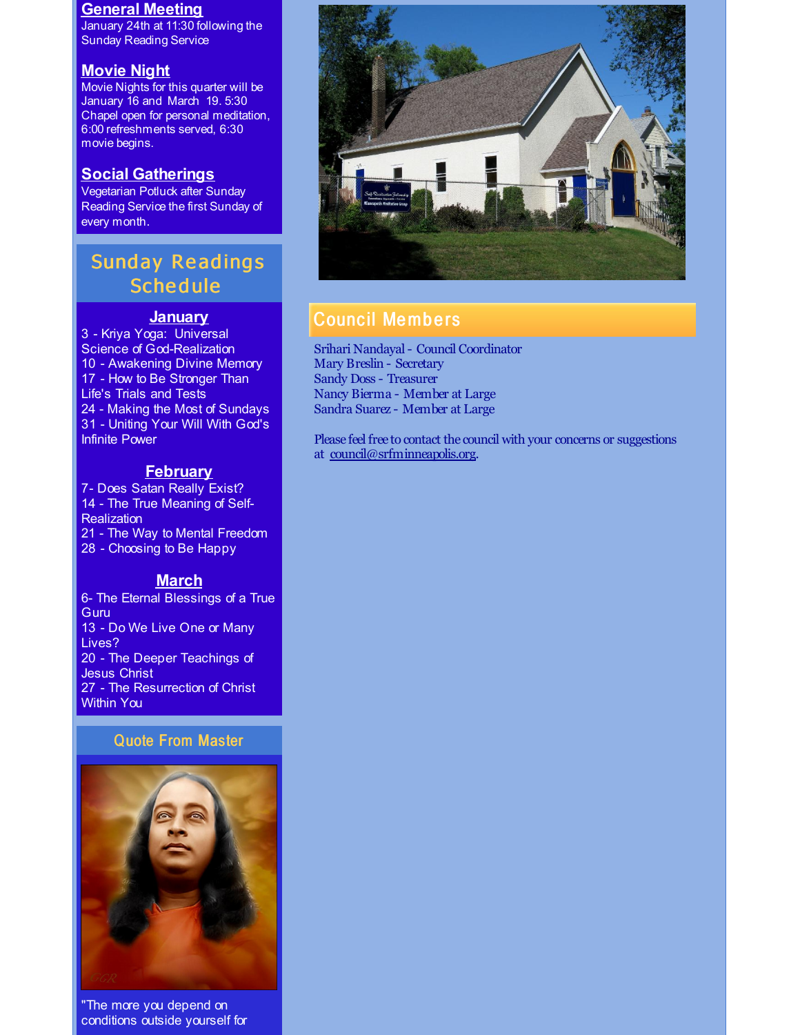## General Meeting

January 24th at 11:30 following the Sunday Reading Service

## Movie Night

Movie Nights for this quarter will be January 16 and March 19. 5:30 Chapel open for personal meditation, 6:00 refreshments served, 6:30 movie begins.

## Social Gatherings

Vegetarian Potluck after Sunday Reading Service the first Sunday of every month.

## Sunday Readings Schedule

### January

3 - Kriya Yoga: Universal Science of God-Realization
10 - Awakening Divine Memory
17 - How to Be Stronger Than Life's Trials and Tests
24 - Making the Most of Sundays
31 - Uniting Your Will With God's Infinite Power

### February

7- Does Satan Really Exist?
14 - The True Meaning of Self-Realization
21 - The Way to Mental Freedom
28 - Choosing to Be Happy

### March

6- The Eternal Blessings of a True Guru
13 - Do We Live One or Many Lives?
20 - The Deeper Teachings of Jesus Christ
27 - The Resurrection of Christ Within You

## Quote From Master

"The more you depend on conditions outside yourself for

## Council Members

Srihari Nandayal - Council Coordinator
Mary Breslin - Secretary
Sandy Doss - Treasurer
Nancy Bierma - Member at Large
Sandra Suarez - Member at Large

Please feel free to contact the council with your concerns or suggestions at council@srfminneapolis.org.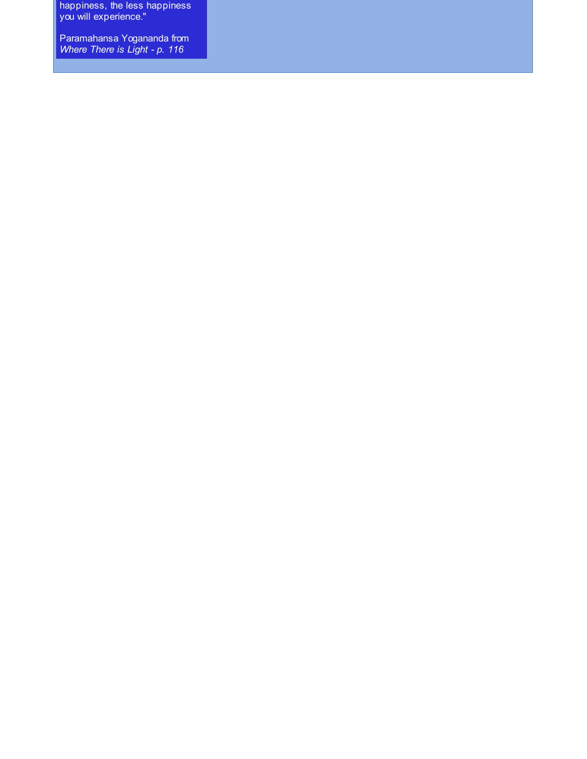happiness, the less happiness you will experience."

Paramahansa Yogananda from *Where There is Light - p. 116*